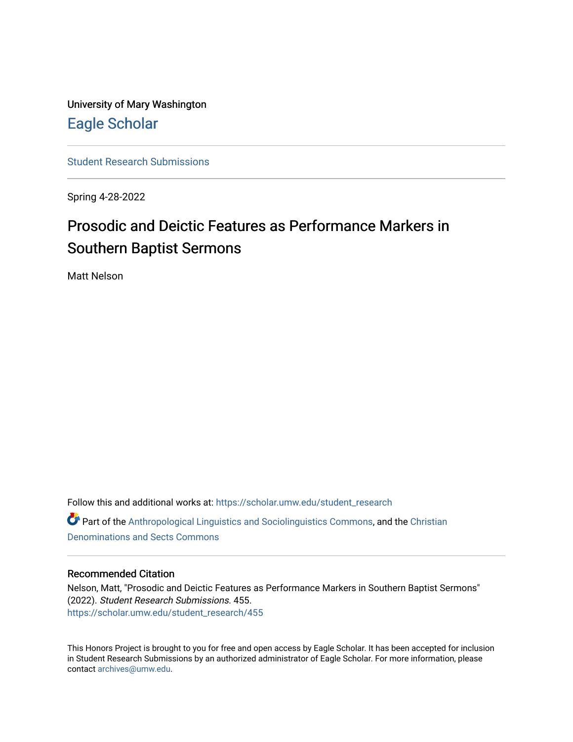University of Mary Washington

Eagle Scholar

Student Research Submissions

Spring 4-28-2022

# Prosodic and Deictic Features as Performance Markers in Southern Baptist Sermons

Matt Nelson

Follow this and additional works at: https://scholar.umw.edu/student_research

Part of the Anthropological Linguistics and Sociolinguistics Commons, and the Christian Denominations and Sects Commons

### Recommended Citation

Nelson, Matt, "Prosodic and Deictic Features as Performance Markers in Southern Baptist Sermons" (2022). *Student Research Submissions*. 455.
https://scholar.umw.edu/student_research/455

This Honors Project is brought to you for free and open access by Eagle Scholar. It has been accepted for inclusion in Student Research Submissions by an authorized administrator of Eagle Scholar. For more information, please contact archives@umw.edu.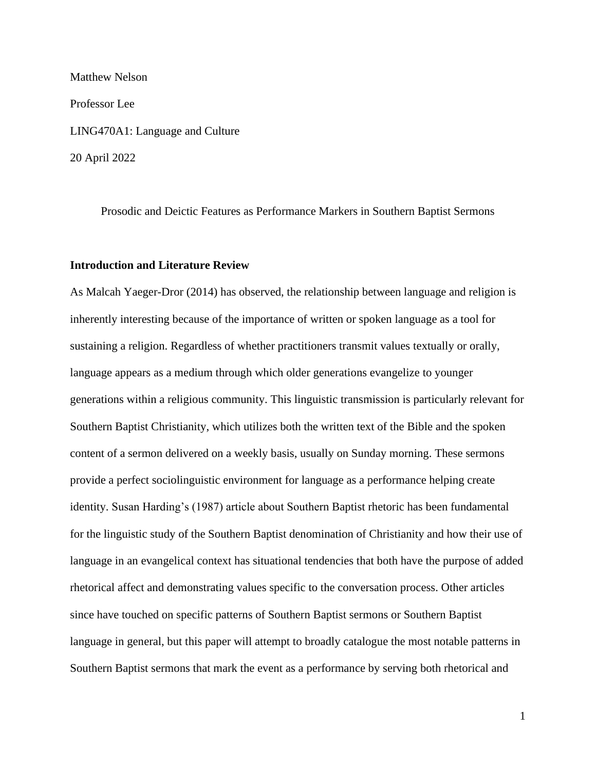Matthew Nelson

Professor Lee

LING470A1: Language and Culture

20 April 2022

Prosodic and Deictic Features as Performance Markers in Southern Baptist Sermons

## Introduction and Literature Review

As Malcah Yaeger-Dror (2014) has observed, the relationship between language and religion is inherently interesting because of the importance of written or spoken language as a tool for sustaining a religion. Regardless of whether practitioners transmit values textually or orally, language appears as a medium through which older generations evangelize to younger generations within a religious community. This linguistic transmission is particularly relevant for Southern Baptist Christianity, which utilizes both the written text of the Bible and the spoken content of a sermon delivered on a weekly basis, usually on Sunday morning. These sermons provide a perfect sociolinguistic environment for language as a performance helping create identity. Susan Harding's (1987) article about Southern Baptist rhetoric has been fundamental for the linguistic study of the Southern Baptist denomination of Christianity and how their use of language in an evangelical context has situational tendencies that both have the purpose of added rhetorical affect and demonstrating values specific to the conversation process. Other articles since have touched on specific patterns of Southern Baptist sermons or Southern Baptist language in general, but this paper will attempt to broadly catalogue the most notable patterns in Southern Baptist sermons that mark the event as a performance by serving both rhetorical and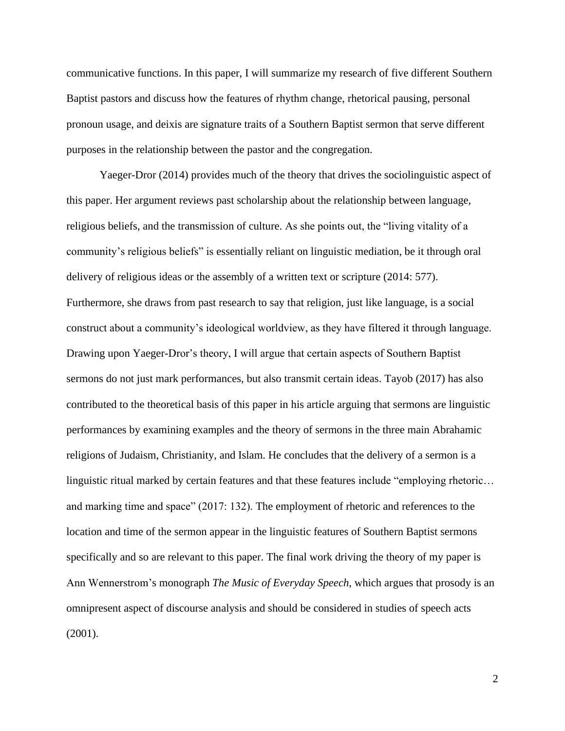communicative functions. In this paper, I will summarize my research of five different Southern Baptist pastors and discuss how the features of rhythm change, rhetorical pausing, personal pronoun usage, and deixis are signature traits of a Southern Baptist sermon that serve different purposes in the relationship between the pastor and the congregation.

Yaeger-Dror (2014) provides much of the theory that drives the sociolinguistic aspect of this paper. Her argument reviews past scholarship about the relationship between language, religious beliefs, and the transmission of culture. As she points out, the "living vitality of a community's religious beliefs" is essentially reliant on linguistic mediation, be it through oral delivery of religious ideas or the assembly of a written text or scripture (2014: 577). Furthermore, she draws from past research to say that religion, just like language, is a social construct about a community's ideological worldview, as they have filtered it through language. Drawing upon Yaeger-Dror's theory, I will argue that certain aspects of Southern Baptist sermons do not just mark performances, but also transmit certain ideas. Tayob (2017) has also contributed to the theoretical basis of this paper in his article arguing that sermons are linguistic performances by examining examples and the theory of sermons in the three main Abrahamic religions of Judaism, Christianity, and Islam. He concludes that the delivery of a sermon is a linguistic ritual marked by certain features and that these features include "employing rhetoric… and marking time and space" (2017: 132). The employment of rhetoric and references to the location and time of the sermon appear in the linguistic features of Southern Baptist sermons specifically and so are relevant to this paper. The final work driving the theory of my paper is Ann Wennerstrom's monograph *The Music of Everyday Speech*, which argues that prosody is an omnipresent aspect of discourse analysis and should be considered in studies of speech acts (2001).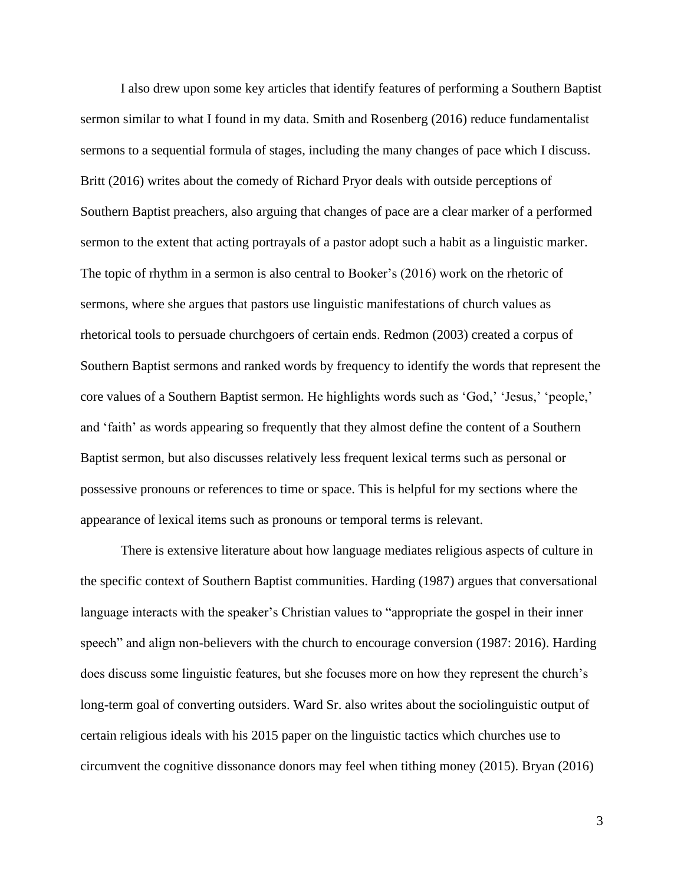I also drew upon some key articles that identify features of performing a Southern Baptist sermon similar to what I found in my data. Smith and Rosenberg (2016) reduce fundamentalist sermons to a sequential formula of stages, including the many changes of pace which I discuss. Britt (2016) writes about the comedy of Richard Pryor deals with outside perceptions of Southern Baptist preachers, also arguing that changes of pace are a clear marker of a performed sermon to the extent that acting portrayals of a pastor adopt such a habit as a linguistic marker. The topic of rhythm in a sermon is also central to Booker's (2016) work on the rhetoric of sermons, where she argues that pastors use linguistic manifestations of church values as rhetorical tools to persuade churchgoers of certain ends. Redmon (2003) created a corpus of Southern Baptist sermons and ranked words by frequency to identify the words that represent the core values of a Southern Baptist sermon. He highlights words such as 'God,' 'Jesus,' 'people,' and 'faith' as words appearing so frequently that they almost define the content of a Southern Baptist sermon, but also discusses relatively less frequent lexical terms such as personal or possessive pronouns or references to time or space. This is helpful for my sections where the appearance of lexical items such as pronouns or temporal terms is relevant.

There is extensive literature about how language mediates religious aspects of culture in the specific context of Southern Baptist communities. Harding (1987) argues that conversational language interacts with the speaker's Christian values to "appropriate the gospel in their inner speech" and align non-believers with the church to encourage conversion (1987: 2016). Harding does discuss some linguistic features, but she focuses more on how they represent the church's long-term goal of converting outsiders. Ward Sr. also writes about the sociolinguistic output of certain religious ideals with his 2015 paper on the linguistic tactics which churches use to circumvent the cognitive dissonance donors may feel when tithing money (2015). Bryan (2016)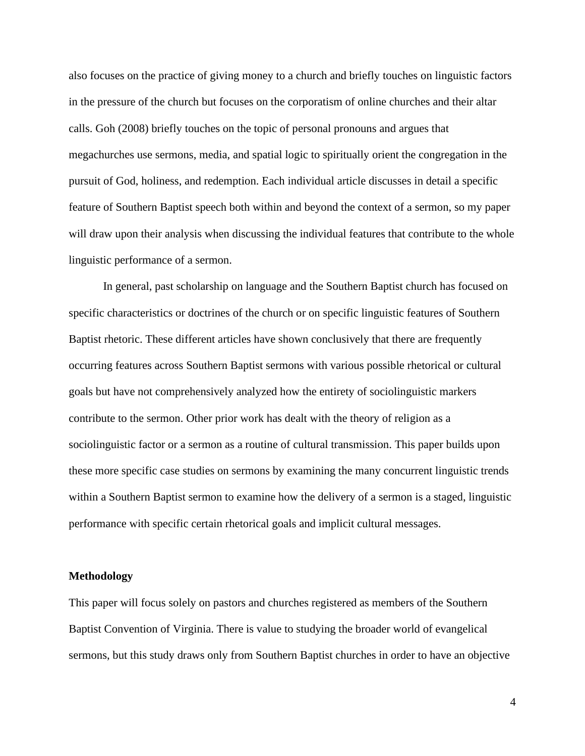also focuses on the practice of giving money to a church and briefly touches on linguistic factors in the pressure of the church but focuses on the corporatism of online churches and their altar calls. Goh (2008) briefly touches on the topic of personal pronouns and argues that megachurches use sermons, media, and spatial logic to spiritually orient the congregation in the pursuit of God, holiness, and redemption. Each individual article discusses in detail a specific feature of Southern Baptist speech both within and beyond the context of a sermon, so my paper will draw upon their analysis when discussing the individual features that contribute to the whole linguistic performance of a sermon.

In general, past scholarship on language and the Southern Baptist church has focused on specific characteristics or doctrines of the church or on specific linguistic features of Southern Baptist rhetoric. These different articles have shown conclusively that there are frequently occurring features across Southern Baptist sermons with various possible rhetorical or cultural goals but have not comprehensively analyzed how the entirety of sociolinguistic markers contribute to the sermon. Other prior work has dealt with the theory of religion as a sociolinguistic factor or a sermon as a routine of cultural transmission. This paper builds upon these more specific case studies on sermons by examining the many concurrent linguistic trends within a Southern Baptist sermon to examine how the delivery of a sermon is a staged, linguistic performance with specific certain rhetorical goals and implicit cultural messages.

**Methodology**

This paper will focus solely on pastors and churches registered as members of the Southern Baptist Convention of Virginia. There is value to studying the broader world of evangelical sermons, but this study draws only from Southern Baptist churches in order to have an objective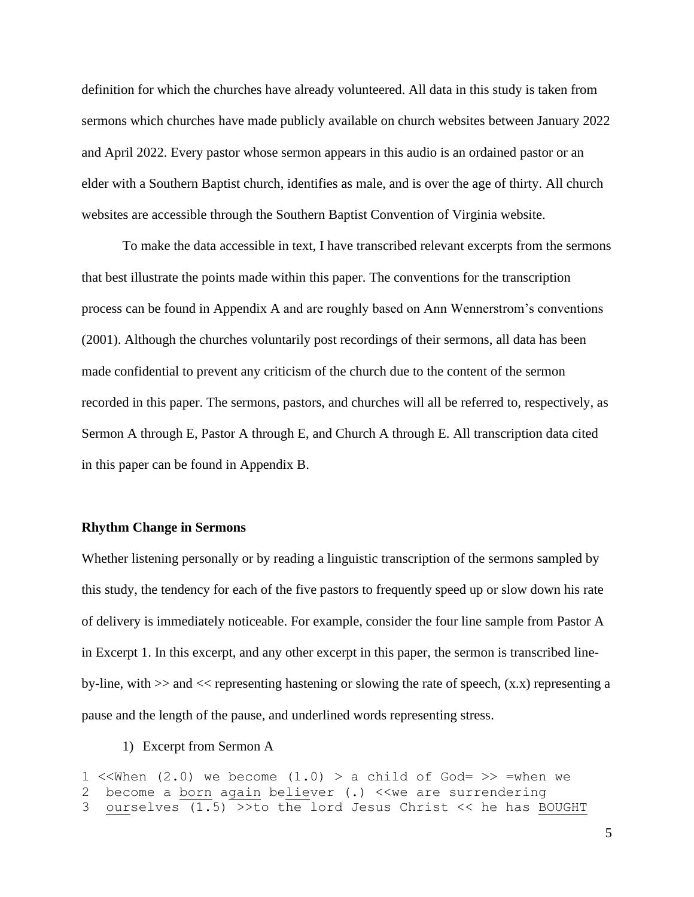definition for which the churches have already volunteered. All data in this study is taken from sermons which churches have made publicly available on church websites between January 2022 and April 2022. Every pastor whose sermon appears in this audio is an ordained pastor or an elder with a Southern Baptist church, identifies as male, and is over the age of thirty. All church websites are accessible through the Southern Baptist Convention of Virginia website.

To make the data accessible in text, I have transcribed relevant excerpts from the sermons that best illustrate the points made within this paper. The conventions for the transcription process can be found in Appendix A and are roughly based on Ann Wennerstrom's conventions (2001). Although the churches voluntarily post recordings of their sermons, all data has been made confidential to prevent any criticism of the church due to the content of the sermon recorded in this paper. The sermons, pastors, and churches will all be referred to, respectively, as Sermon A through E, Pastor A through E, and Church A through E. All transcription data cited in this paper can be found in Appendix B.

### Rhythm Change in Sermons

Whether listening personally or by reading a linguistic transcription of the sermons sampled by this study, the tendency for each of the five pastors to frequently speed up or slow down his rate of delivery is immediately noticeable. For example, consider the four line sample from Pastor A in Excerpt 1. In this excerpt, and any other excerpt in this paper, the sermon is transcribed line-by-line, with >> and << representing hastening or slowing the rate of speech, (x.x) representing a pause and the length of the pause, and underlined words representing stress.

1) Excerpt from Sermon A

```
1 <<When (2.0) we become (1.0) > a child of God= >> =when we
2  become a born again believer (.) <<we are surrendering
3  ourselves (1.5) >>to the lord Jesus Christ << he has BOUGHT
```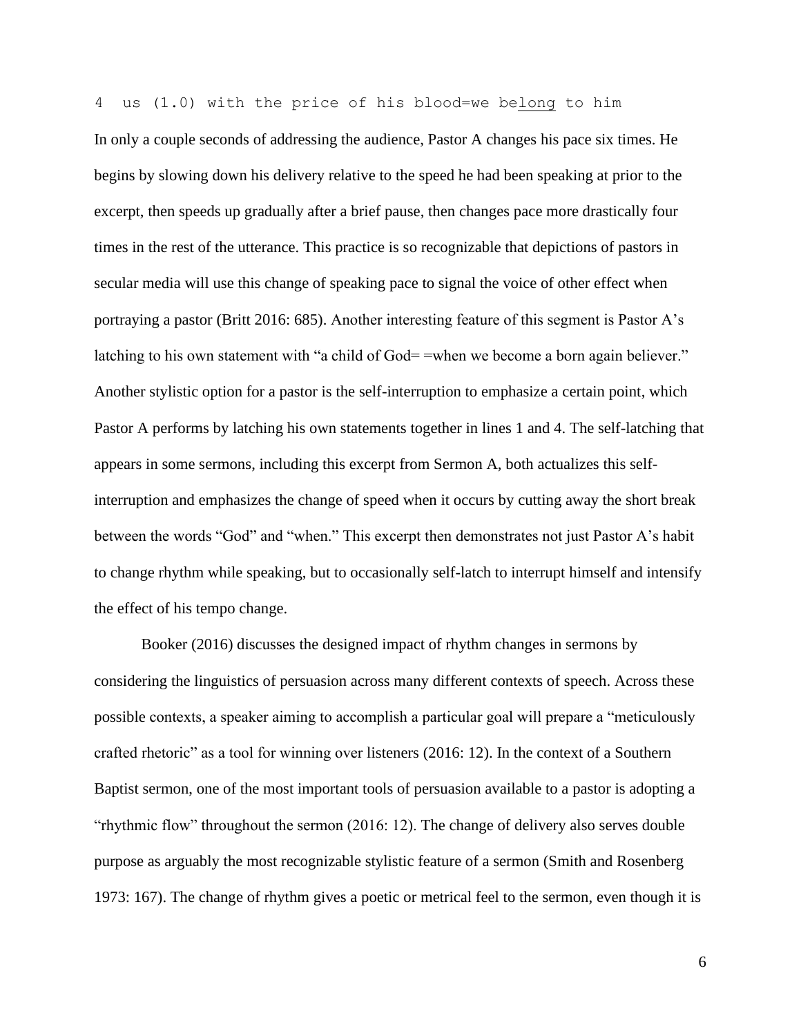```
4  us (1.0) with the price of his blood=we belong to him
```

In only a couple seconds of addressing the audience, Pastor A changes his pace six times. He begins by slowing down his delivery relative to the speed he had been speaking at prior to the excerpt, then speeds up gradually after a brief pause, then changes pace more drastically four times in the rest of the utterance. This practice is so recognizable that depictions of pastors in secular media will use this change of speaking pace to signal the voice of other effect when portraying a pastor (Britt 2016: 685). Another interesting feature of this segment is Pastor A's latching to his own statement with "a child of God= =when we become a born again believer." Another stylistic option for a pastor is the self-interruption to emphasize a certain point, which Pastor A performs by latching his own statements together in lines 1 and 4. The self-latching that appears in some sermons, including this excerpt from Sermon A, both actualizes this self-interruption and emphasizes the change of speed when it occurs by cutting away the short break between the words "God" and "when." This excerpt then demonstrates not just Pastor A's habit to change rhythm while speaking, but to occasionally self-latch to interrupt himself and intensify the effect of his tempo change.

Booker (2016) discusses the designed impact of rhythm changes in sermons by considering the linguistics of persuasion across many different contexts of speech. Across these possible contexts, a speaker aiming to accomplish a particular goal will prepare a "meticulously crafted rhetoric" as a tool for winning over listeners (2016: 12). In the context of a Southern Baptist sermon, one of the most important tools of persuasion available to a pastor is adopting a "rhythmic flow" throughout the sermon (2016: 12). The change of delivery also serves double purpose as arguably the most recognizable stylistic feature of a sermon (Smith and Rosenberg 1973: 167). The change of rhythm gives a poetic or metrical feel to the sermon, even though it is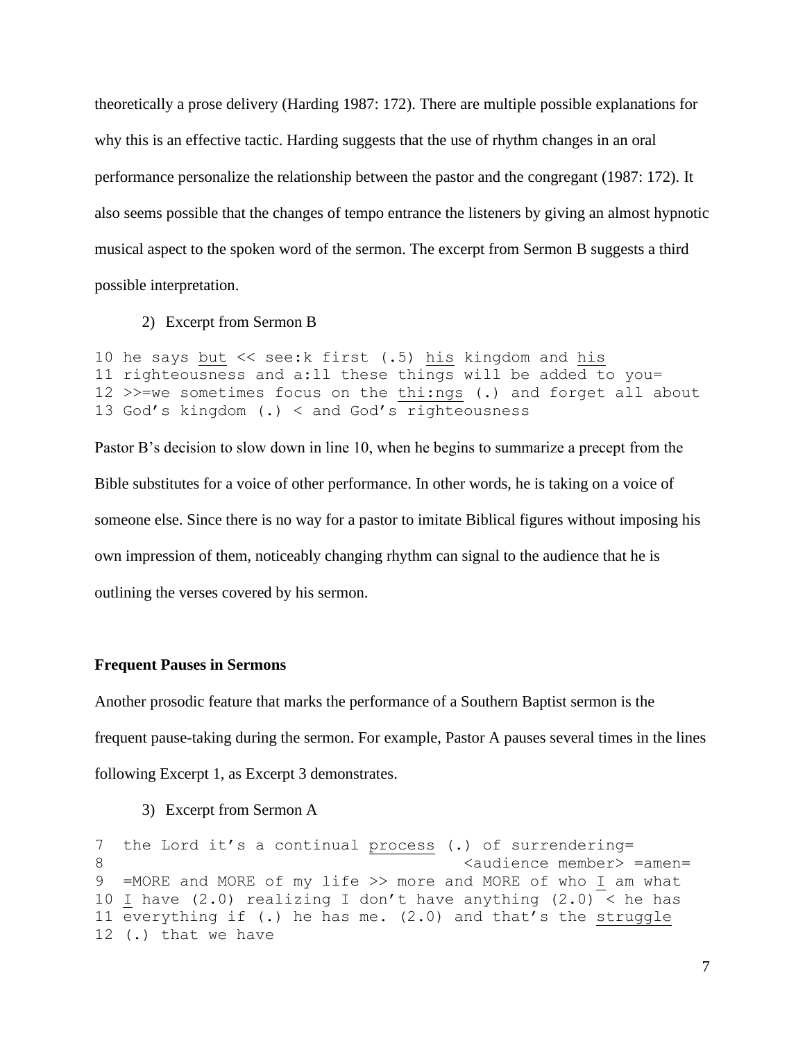theoretically a prose delivery (Harding 1987: 172). There are multiple possible explanations for why this is an effective tactic. Harding suggests that the use of rhythm changes in an oral performance personalize the relationship between the pastor and the congregant (1987: 172). It also seems possible that the changes of tempo entrance the listeners by giving an almost hypnotic musical aspect to the spoken word of the sermon. The excerpt from Sermon B suggests a third possible interpretation.

2) Excerpt from Sermon B

```
10 he says but << see:k first (.5) his kingdom and his
11 righteousness and a:ll these things will be added to you=
12 >>=we sometimes focus on the thi:ngs (.) and forget all about
13 God’s kingdom (.) < and God’s righteousness
```

Pastor B’s decision to slow down in line 10, when he begins to summarize a precept from the Bible substitutes for a voice of other performance. In other words, he is taking on a voice of someone else. Since there is no way for a pastor to imitate Biblical figures without imposing his own impression of them, noticeably changing rhythm can signal to the audience that he is outlining the verses covered by his sermon.

**Frequent Pauses in Sermons**

Another prosodic feature that marks the performance of a Southern Baptist sermon is the frequent pause-taking during the sermon. For example, Pastor A pauses several times in the lines following Excerpt 1, as Excerpt 3 demonstrates.

3) Excerpt from Sermon A

```
7  the Lord it’s a continual process (.) of surrendering=
8                                          <audience member> =amen=
9  =MORE and MORE of my life >> more and MORE of who I am what
10 I have (2.0) realizing I don’t have anything (2.0) < he has
11 everything if (.) he has me. (2.0) and that’s the struggle
12 (.) that we have
```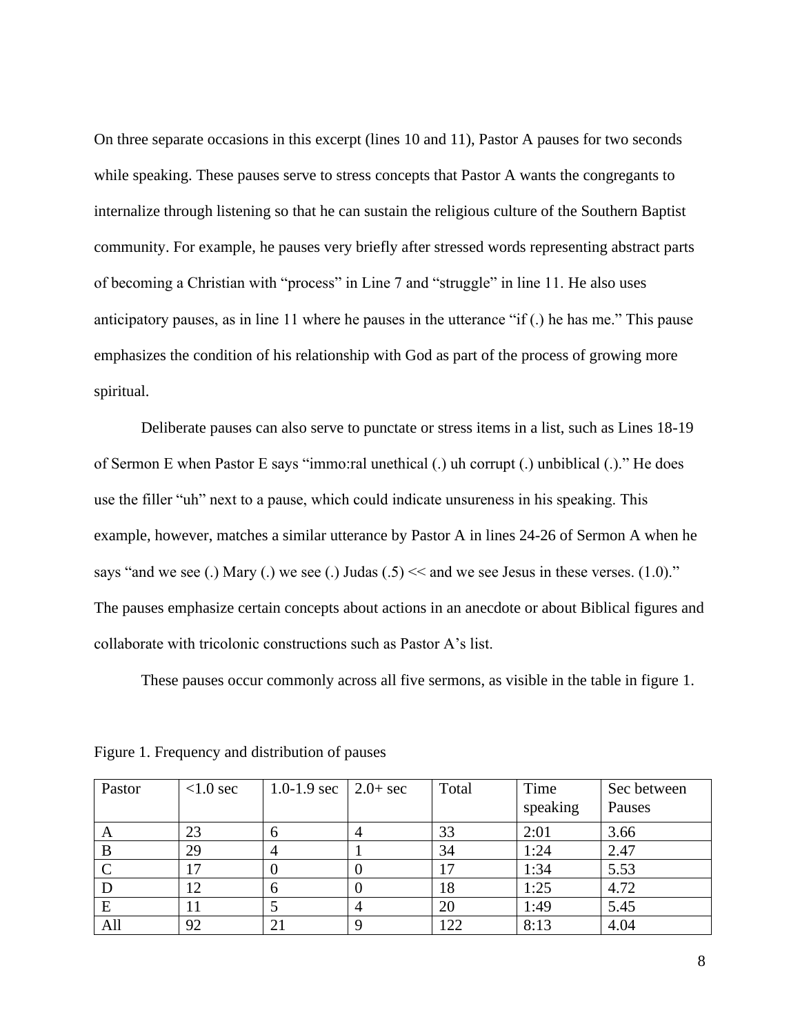On three separate occasions in this excerpt (lines 10 and 11), Pastor A pauses for two seconds while speaking. These pauses serve to stress concepts that Pastor A wants the congregants to internalize through listening so that he can sustain the religious culture of the Southern Baptist community. For example, he pauses very briefly after stressed words representing abstract parts of becoming a Christian with "process" in Line 7 and "struggle" in line 11. He also uses anticipatory pauses, as in line 11 where he pauses in the utterance "if (.) he has me." This pause emphasizes the condition of his relationship with God as part of the process of growing more spiritual.

Deliberate pauses can also serve to punctate or stress items in a list, such as Lines 18-19 of Sermon E when Pastor E says "immo:ral unethical (.) uh corrupt (.) unbiblical (.)." He does use the filler "uh" next to a pause, which could indicate unsureness in his speaking. This example, however, matches a similar utterance by Pastor A in lines 24-26 of Sermon A when he says "and we see (.) Mary (.) we see (.) Judas (.5) << and we see Jesus in these verses. (1.0)." The pauses emphasize certain concepts about actions in an anecdote or about Biblical figures and collaborate with tricolonic constructions such as Pastor A's list.

These pauses occur commonly across all five sermons, as visible in the table in figure 1.

Figure 1. Frequency and distribution of pauses

| Pastor | <1.0 sec | 1.0-1.9 sec | 2.0+ sec | Total | Time speaking | Sec between Pauses |
|---|---|---|---|---|---|---|
| A | 23 | 6 | 4 | 33 | 2:01 | 3.66 |
| B | 29 | 4 | 1 | 34 | 1:24 | 2.47 |
| C | 17 | 0 | 0 | 17 | 1:34 | 5.53 |
| D | 12 | 6 | 0 | 18 | 1:25 | 4.72 |
| E | 11 | 5 | 4 | 20 | 1:49 | 5.45 |
| All | 92 | 21 | 9 | 122 | 8:13 | 4.04 |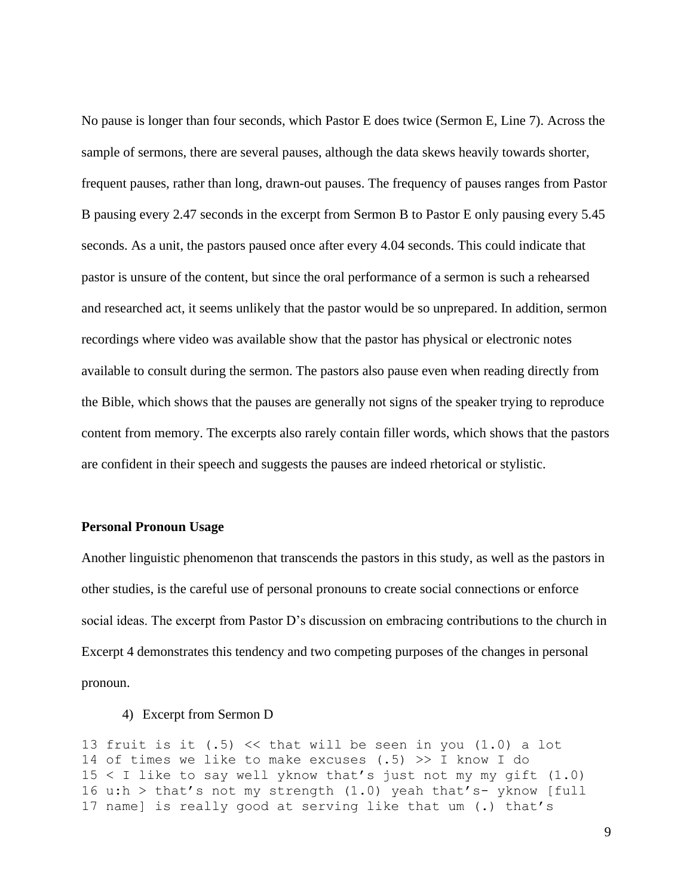No pause is longer than four seconds, which Pastor E does twice (Sermon E, Line 7). Across the sample of sermons, there are several pauses, although the data skews heavily towards shorter, frequent pauses, rather than long, drawn-out pauses. The frequency of pauses ranges from Pastor B pausing every 2.47 seconds in the excerpt from Sermon B to Pastor E only pausing every 5.45 seconds. As a unit, the pastors paused once after every 4.04 seconds. This could indicate that pastor is unsure of the content, but since the oral performance of a sermon is such a rehearsed and researched act, it seems unlikely that the pastor would be so unprepared. In addition, sermon recordings where video was available show that the pastor has physical or electronic notes available to consult during the sermon. The pastors also pause even when reading directly from the Bible, which shows that the pauses are generally not signs of the speaker trying to reproduce content from memory. The excerpts also rarely contain filler words, which shows that the pastors are confident in their speech and suggests the pauses are indeed rhetorical or stylistic.

**Personal Pronoun Usage**

Another linguistic phenomenon that transcends the pastors in this study, as well as the pastors in other studies, is the careful use of personal pronouns to create social connections or enforce social ideas. The excerpt from Pastor D's discussion on embracing contributions to the church in Excerpt 4 demonstrates this tendency and two competing purposes of the changes in personal pronoun.

4) Excerpt from Sermon D

```
13 fruit is it (.5) << that will be seen in you (1.0) a lot
14 of times we like to make excuses (.5) >> I know I do
15 < I like to say well yknow that's just not my my gift (1.0)
16 u:h > that's not my strength (1.0) yeah that's- yknow [full
17 name] is really good at serving like that um (.) that's
```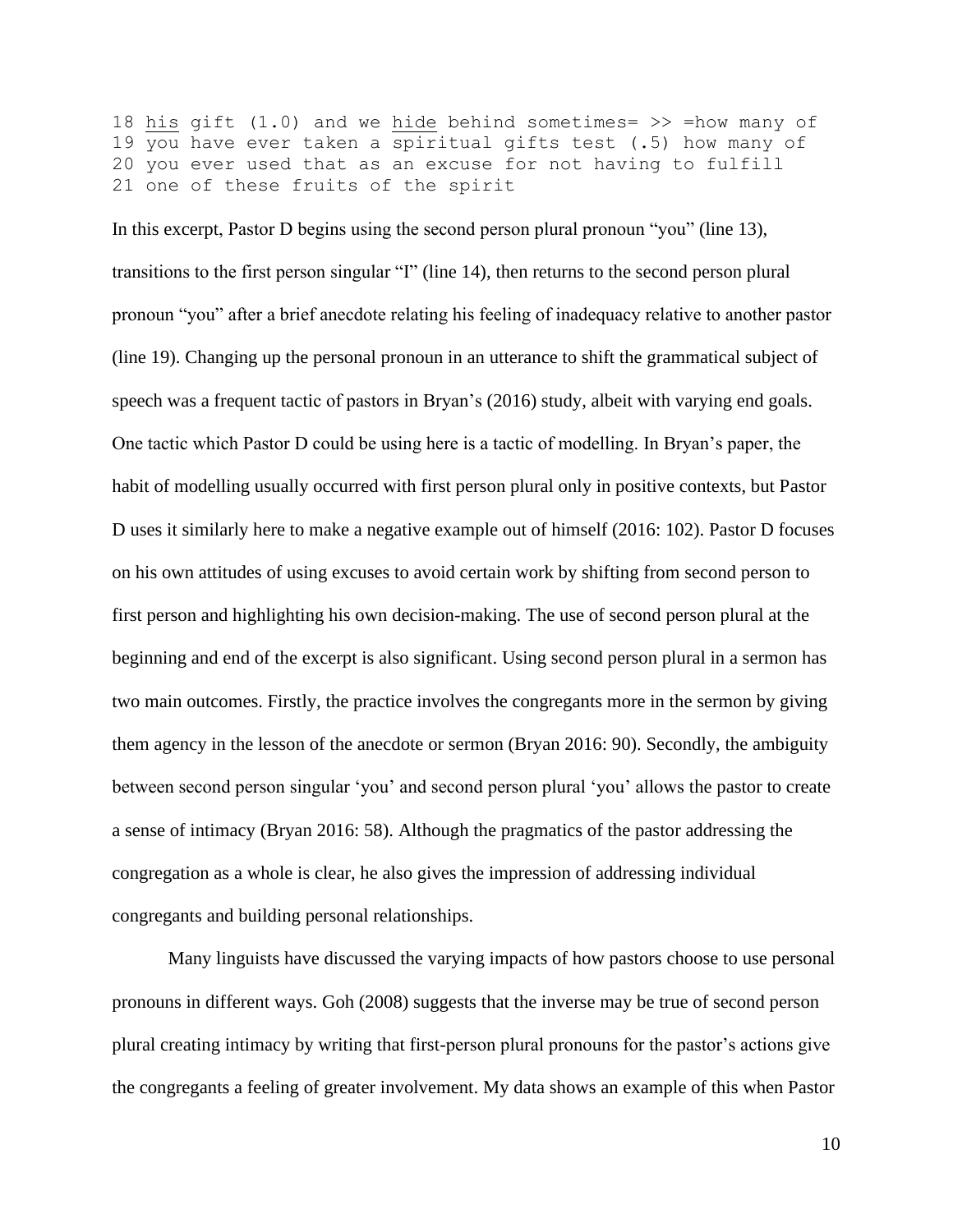```
18 his gift (1.0) and we hide behind sometimes= >> =how many of
19 you have ever taken a spiritual gifts test (.5) how many of
20 you ever used that as an excuse for not having to fulfill
21 one of these fruits of the spirit
```

In this excerpt, Pastor D begins using the second person plural pronoun "you" (line 13), transitions to the first person singular "I" (line 14), then returns to the second person plural pronoun "you" after a brief anecdote relating his feeling of inadequacy relative to another pastor (line 19). Changing up the personal pronoun in an utterance to shift the grammatical subject of speech was a frequent tactic of pastors in Bryan's (2016) study, albeit with varying end goals. One tactic which Pastor D could be using here is a tactic of modelling. In Bryan's paper, the habit of modelling usually occurred with first person plural only in positive contexts, but Pastor D uses it similarly here to make a negative example out of himself (2016: 102). Pastor D focuses on his own attitudes of using excuses to avoid certain work by shifting from second person to first person and highlighting his own decision-making. The use of second person plural at the beginning and end of the excerpt is also significant. Using second person plural in a sermon has two main outcomes. Firstly, the practice involves the congregants more in the sermon by giving them agency in the lesson of the anecdote or sermon (Bryan 2016: 90). Secondly, the ambiguity between second person singular 'you' and second person plural 'you' allows the pastor to create a sense of intimacy (Bryan 2016: 58). Although the pragmatics of the pastor addressing the congregation as a whole is clear, he also gives the impression of addressing individual congregants and building personal relationships.

Many linguists have discussed the varying impacts of how pastors choose to use personal pronouns in different ways. Goh (2008) suggests that the inverse may be true of second person plural creating intimacy by writing that first-person plural pronouns for the pastor's actions give the congregants a feeling of greater involvement. My data shows an example of this when Pastor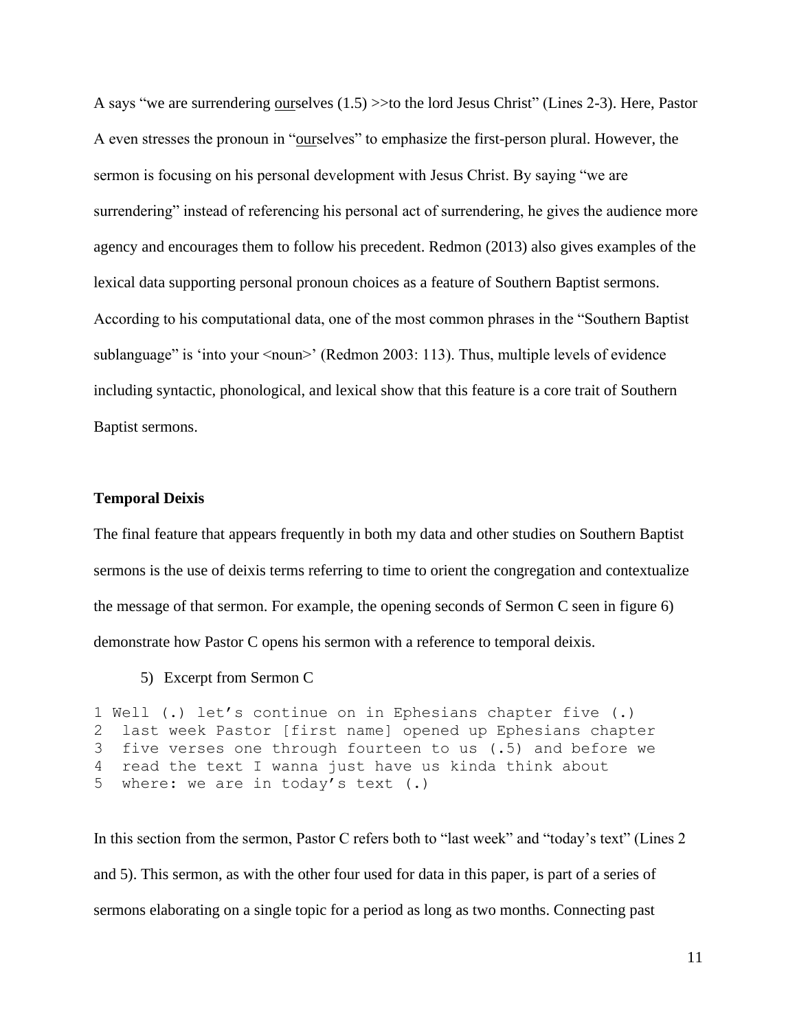A says "we are surrendering <u>our</u>selves (1.5) >>to the lord Jesus Christ" (Lines 2-3). Here, Pastor A even stresses the pronoun in "<u>our</u>selves" to emphasize the first-person plural. However, the sermon is focusing on his personal development with Jesus Christ. By saying "we are surrendering" instead of referencing his personal act of surrendering, he gives the audience more agency and encourages them to follow his precedent. Redmon (2013) also gives examples of the lexical data supporting personal pronoun choices as a feature of Southern Baptist sermons. According to his computational data, one of the most common phrases in the "Southern Baptist sublanguage" is 'into your <noun>' (Redmon 2003: 113). Thus, multiple levels of evidence including syntactic, phonological, and lexical show that this feature is a core trait of Southern Baptist sermons.

**Temporal Deixis**

The final feature that appears frequently in both my data and other studies on Southern Baptist sermons is the use of deixis terms referring to time to orient the congregation and contextualize the message of that sermon. For example, the opening seconds of Sermon C seen in figure 6) demonstrate how Pastor C opens his sermon with a reference to temporal deixis.

5) Excerpt from Sermon C

```
1 Well (.) let's continue on in Ephesians chapter five (.)
2  last week Pastor [first name] opened up Ephesians chapter
3  five verses one through fourteen to us (.5) and before we
4  read the text I wanna just have us kinda think about
5  where: we are in today's text (.)
```

In this section from the sermon, Pastor C refers both to "last week" and "today's text" (Lines 2 and 5). This sermon, as with the other four used for data in this paper, is part of a series of sermons elaborating on a single topic for a period as long as two months. Connecting past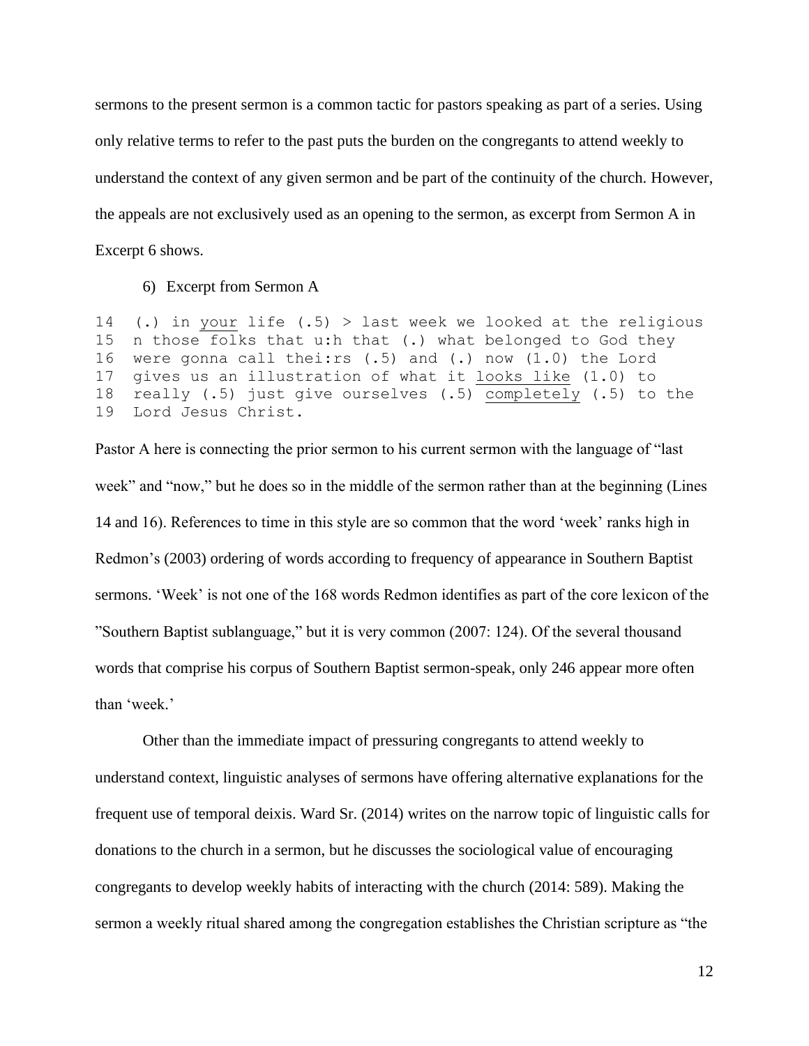sermons to the present sermon is a common tactic for pastors speaking as part of a series. Using only relative terms to refer to the past puts the burden on the congregants to attend weekly to understand the context of any given sermon and be part of the continuity of the church. However, the appeals are not exclusively used as an opening to the sermon, as excerpt from Sermon A in Excerpt 6 shows.

6) Excerpt from Sermon A

```
14  (.) in your life (.5) > last week we looked at the religious
15  n those folks that u:h that (.) what belonged to God they
16  were gonna call thei:rs (.5) and (.) now (1.0) the Lord
17  gives us an illustration of what it looks like (1.0) to
18  really (.5) just give ourselves (.5) completely (.5) to the
19  Lord Jesus Christ.
```

Pastor A here is connecting the prior sermon to his current sermon with the language of "last week" and "now," but he does so in the middle of the sermon rather than at the beginning (Lines 14 and 16). References to time in this style are so common that the word 'week' ranks high in Redmon's (2003) ordering of words according to frequency of appearance in Southern Baptist sermons. 'Week' is not one of the 168 words Redmon identifies as part of the core lexicon of the "Southern Baptist sublanguage," but it is very common (2007: 124). Of the several thousand words that comprise his corpus of Southern Baptist sermon-speak, only 246 appear more often than 'week.'

Other than the immediate impact of pressuring congregants to attend weekly to understand context, linguistic analyses of sermons have offering alternative explanations for the frequent use of temporal deixis. Ward Sr. (2014) writes on the narrow topic of linguistic calls for donations to the church in a sermon, but he discusses the sociological value of encouraging congregants to develop weekly habits of interacting with the church (2014: 589). Making the sermon a weekly ritual shared among the congregation establishes the Christian scripture as "the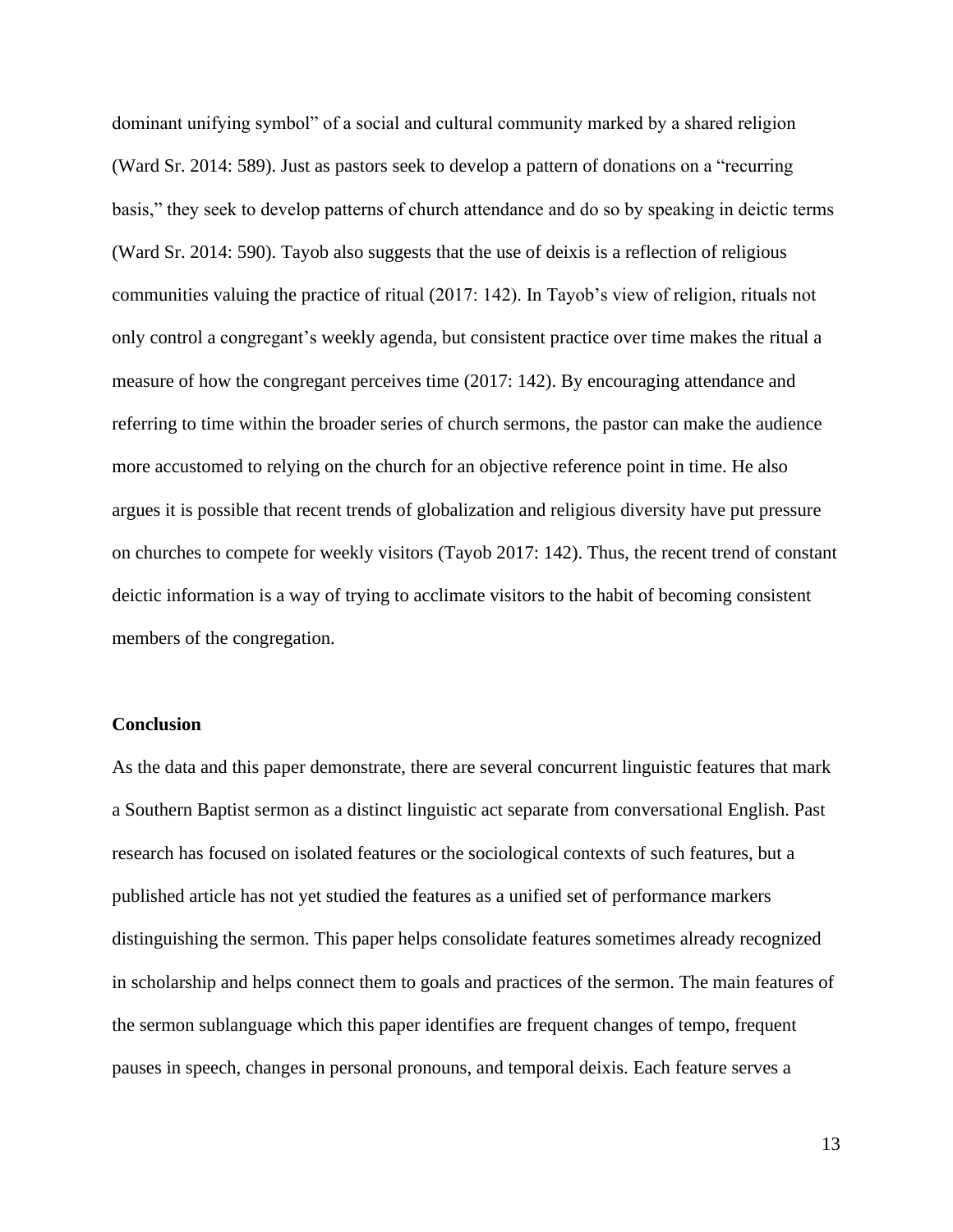dominant unifying symbol" of a social and cultural community marked by a shared religion (Ward Sr. 2014: 589). Just as pastors seek to develop a pattern of donations on a "recurring basis," they seek to develop patterns of church attendance and do so by speaking in deictic terms (Ward Sr. 2014: 590). Tayob also suggests that the use of deixis is a reflection of religious communities valuing the practice of ritual (2017: 142). In Tayob's view of religion, rituals not only control a congregant's weekly agenda, but consistent practice over time makes the ritual a measure of how the congregant perceives time (2017: 142). By encouraging attendance and referring to time within the broader series of church sermons, the pastor can make the audience more accustomed to relying on the church for an objective reference point in time. He also argues it is possible that recent trends of globalization and religious diversity have put pressure on churches to compete for weekly visitors (Tayob 2017: 142). Thus, the recent trend of constant deictic information is a way of trying to acclimate visitors to the habit of becoming consistent members of the congregation.

**Conclusion**

As the data and this paper demonstrate, there are several concurrent linguistic features that mark a Southern Baptist sermon as a distinct linguistic act separate from conversational English. Past research has focused on isolated features or the sociological contexts of such features, but a published article has not yet studied the features as a unified set of performance markers distinguishing the sermon. This paper helps consolidate features sometimes already recognized in scholarship and helps connect them to goals and practices of the sermon. The main features of the sermon sublanguage which this paper identifies are frequent changes of tempo, frequent pauses in speech, changes in personal pronouns, and temporal deixis. Each feature serves a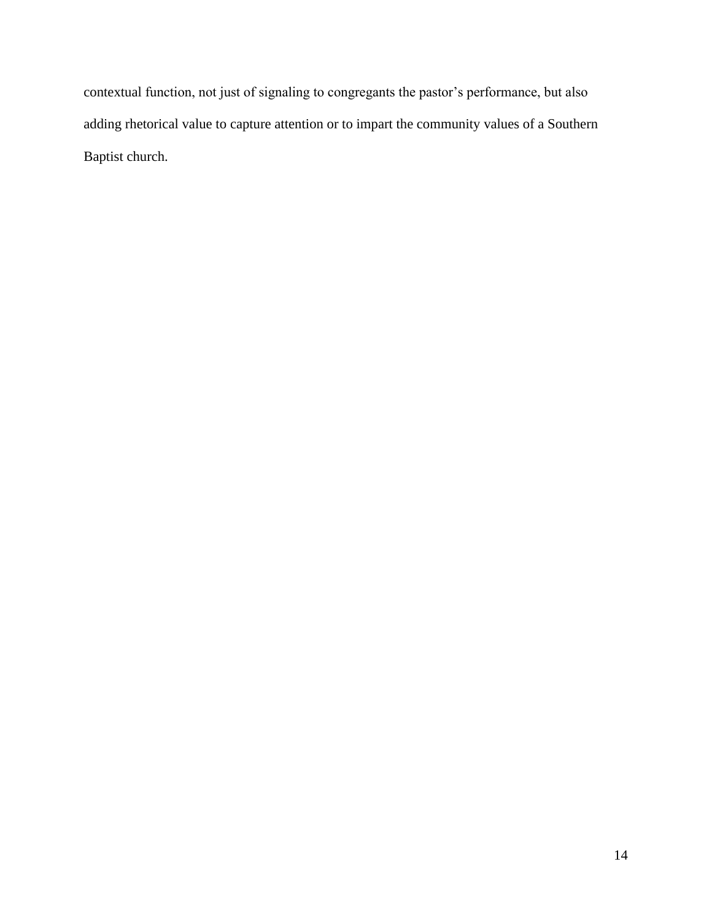contextual function, not just of signaling to congregants the pastor’s performance, but also adding rhetorical value to capture attention or to impart the community values of a Southern Baptist church.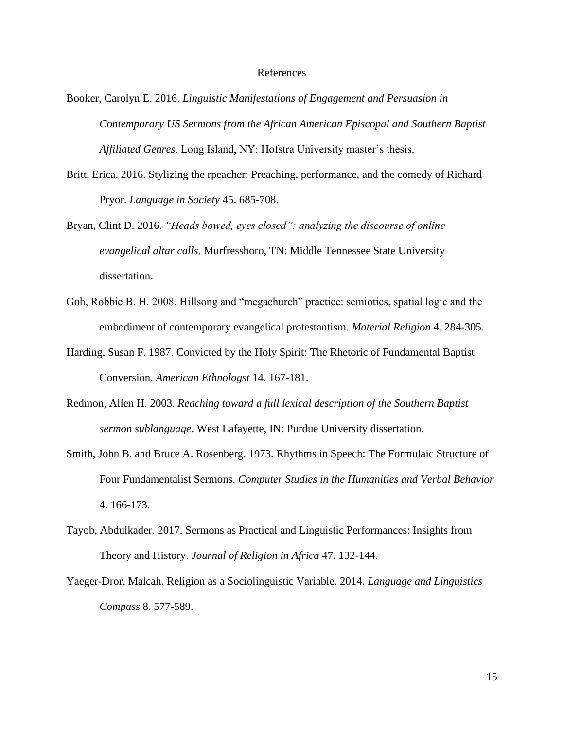# References

Booker, Carolyn E. 2016. *Linguistic Manifestations of Engagement and Persuasion in Contemporary US Sermons from the African American Episcopal and Southern Baptist Affiliated Genres*. Long Island, NY: Hofstra University master's thesis.

Britt, Erica. 2016. Stylizing the rpeacher: Preaching, performance, and the comedy of Richard Pryor. *Language in Society* 45. 685-708.

Bryan, Clint D. 2016. *"Heads bowed, eyes closed": analyzing the discourse of online evangelical altar calls*. Murfressboro, TN: Middle Tennessee State University dissertation.

Goh, Robbie B. H. 2008. Hillsong and "megachurch" practice: semiotics, spatial logic and the embodiment of contemporary evangelical protestantism. *Material Religion* 4. 284-305.

Harding, Susan F. 1987. Convicted by the Holy Spirit: The Rhetoric of Fundamental Baptist Conversion. *American Ethnologst* 14. 167-181.

Redmon, Allen H. 2003. *Reaching toward a full lexical description of the Southern Baptist sermon sublanguage*. West Lafayette, IN: Purdue University dissertation.

Smith, John B. and Bruce A. Rosenberg. 1973. Rhythms in Speech: The Formulaic Structure of Four Fundamentalist Sermons. *Computer Studies in the Humanities and Verbal Behavior* 4. 166-173.

Tayob, Abdulkader. 2017. Sermons as Practical and Linguistic Performances: Insights from Theory and History. *Journal of Religion in Africa* 47. 132-144.

Yaeger-Dror, Malcah. Religion as a Sociolinguistic Variable. 2014. *Language and Linguistics Compass* 8. 577-589.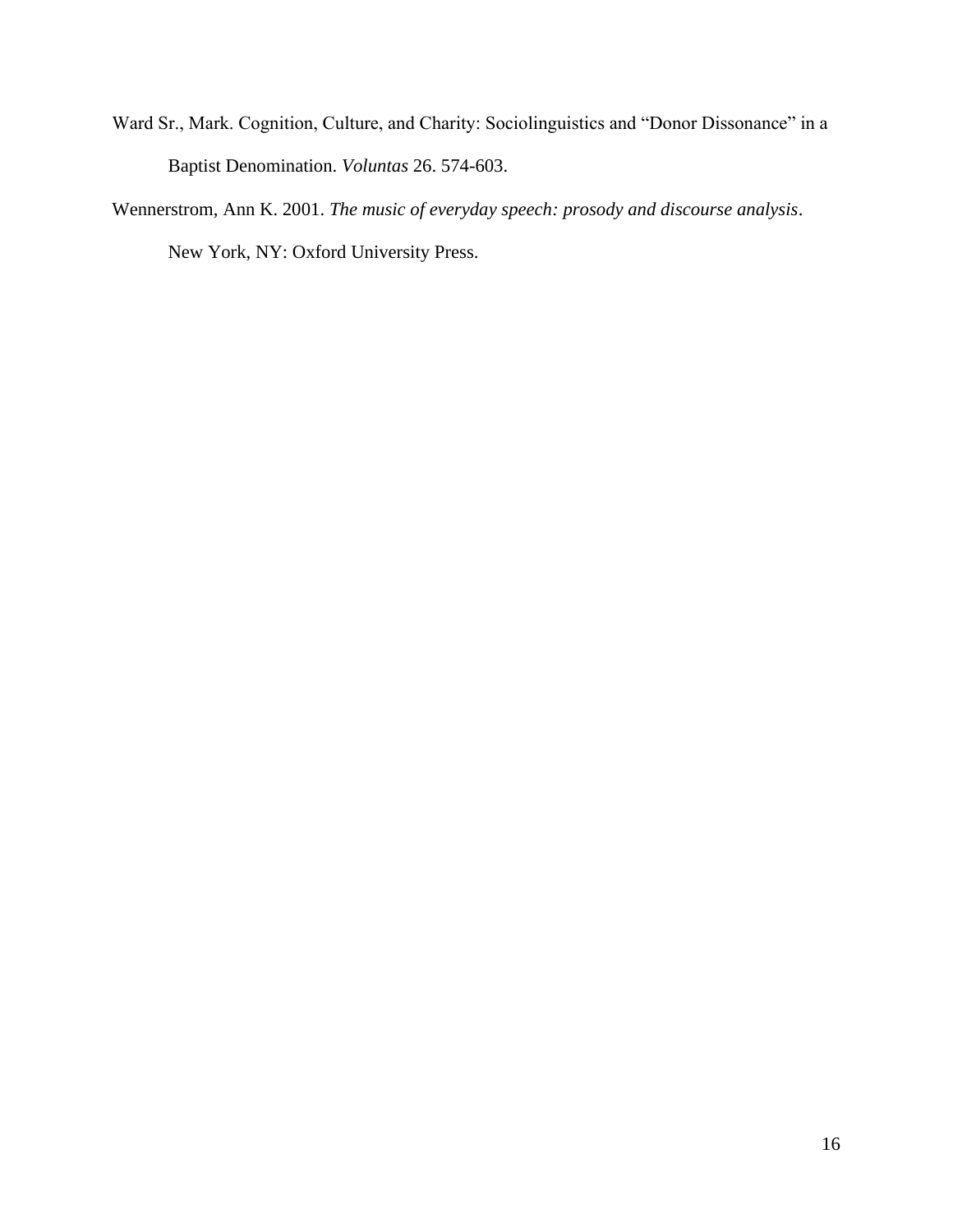Ward Sr., Mark. Cognition, Culture, and Charity: Sociolinguistics and "Donor Dissonance" in a Baptist Denomination. *Voluntas* 26. 574-603.

Wennerstrom, Ann K. 2001. *The music of everyday speech: prosody and discourse analysis*. New York, NY: Oxford University Press.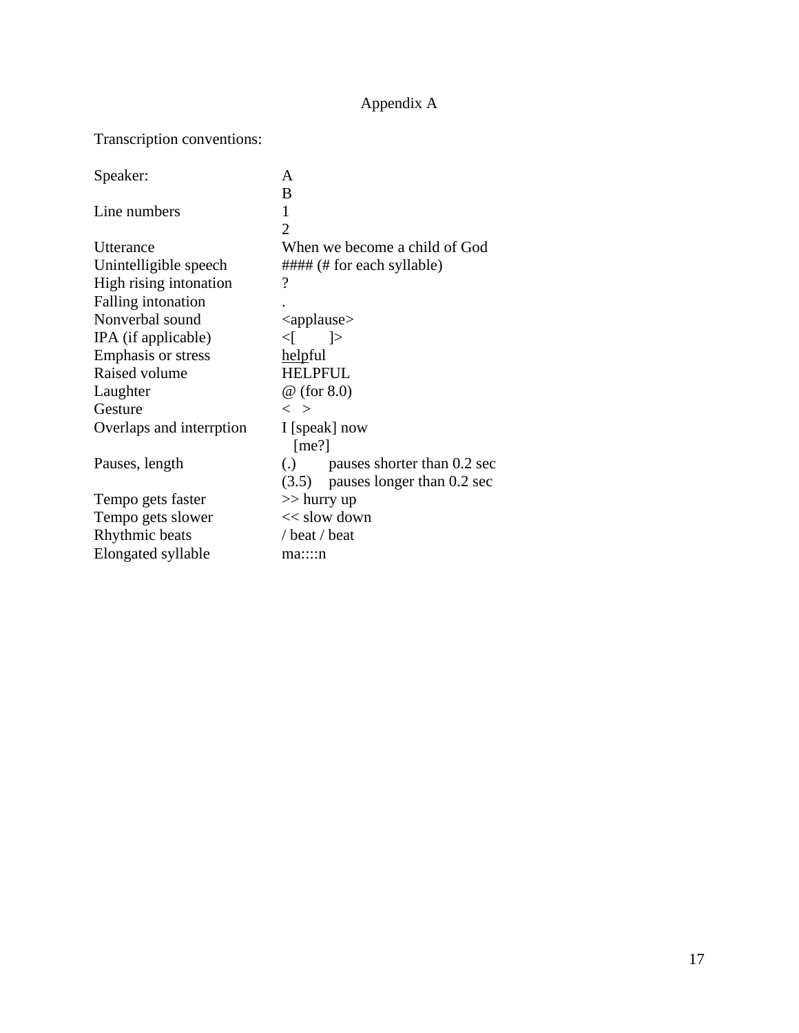# Appendix A

Transcription conventions:

| | |
|---|---|
| Speaker: | A<br>B |
| Line numbers | 1<br>2 |
| Utterance | When we become a child of God |
| Unintelligible speech | #### (# for each syllable) |
| High rising intonation | ? |
| Falling intonation | . |
| Nonverbal sound | <applause> |
| IPA (if applicable) | <[ ]> |
| Emphasis or stress | <u>help</u>ful |
| Raised volume | HELPFUL |
| Laughter | @ (for 8.0) |
| Gesture | < > |
| Overlaps and interrption | I [speak] now<br>[me?] |
| Pauses, length | (.) pauses shorter than 0.2 sec<br>(3.5) pauses longer than 0.2 sec |
| Tempo gets faster | >> hurry up |
| Tempo gets slower | << slow down |
| Rhythmic beats | / beat / beat |
| Elongated syllable | ma::::n |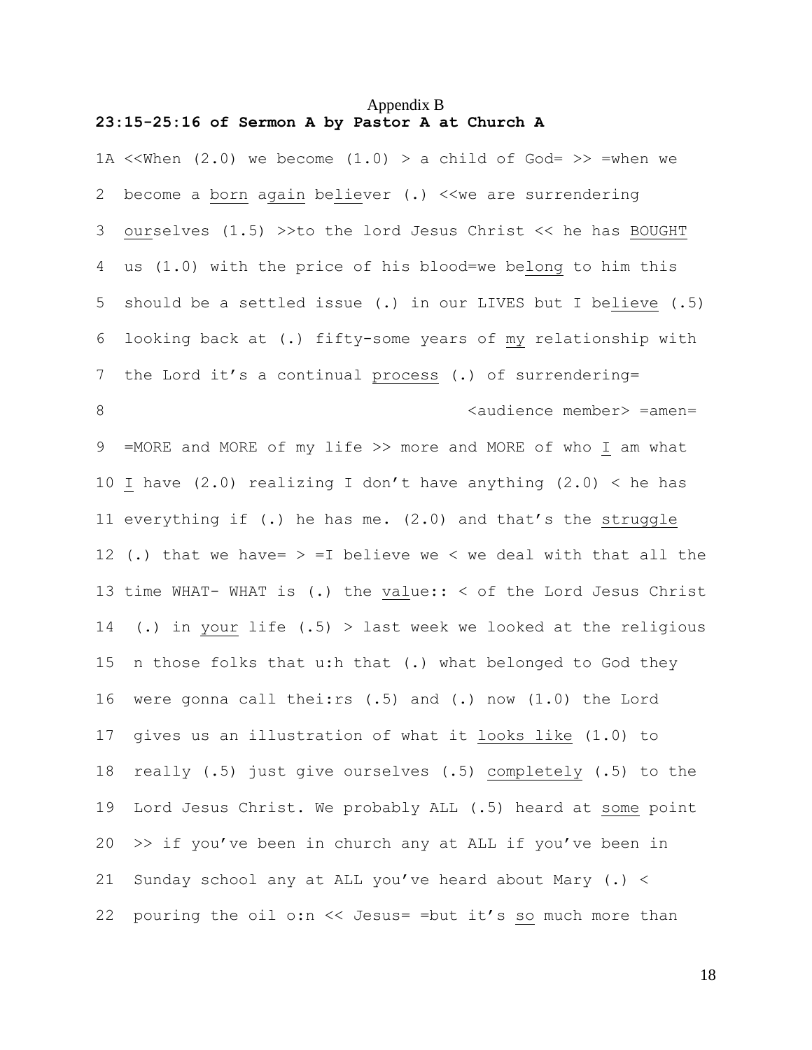Appendix B

**23:15-25:16 of Sermon A by Pastor A at Church A**

```
1A <<When (2.0) we become (1.0) > a child of God= >> =when we
2  become a born again believer (.) <<we are surrendering
3  ourselves (1.5) >>to the lord Jesus Christ << he has BOUGHT
4  us (1.0) with the price of his blood=we belong to him this
5  should be a settled issue (.) in our LIVES but I believe (.5)
6  looking back at (.) fifty-some years of my relationship with
7  the Lord it's a continual process (.) of surrendering=
8                                      <audience member> =amen=
9  =MORE and MORE of my life >> more and MORE of who I am what
10 I have (2.0) realizing I don't have anything (2.0) < he has
11 everything if (.) he has me. (2.0) and that's the struggle
12 (.) that we have= > =I believe we < we deal with that all the
13 time WHAT- WHAT is (.) the value:: < of the Lord Jesus Christ
14  (.) in your life (.5) > last week we looked at the religious
15  n those folks that u:h that (.) what belonged to God they
16  were gonna call thei:rs (.5) and (.) now (1.0) the Lord
17  gives us an illustration of what it looks like (1.0) to
18  really (.5) just give ourselves (.5) completely (.5) to the
19  Lord Jesus Christ. We probably ALL (.5) heard at some point
20  >> if you've been in church any at ALL if you've been in
21  Sunday school any at ALL you've heard about Mary (.) <
22  pouring the oil o:n << Jesus= =but it's so much more than
```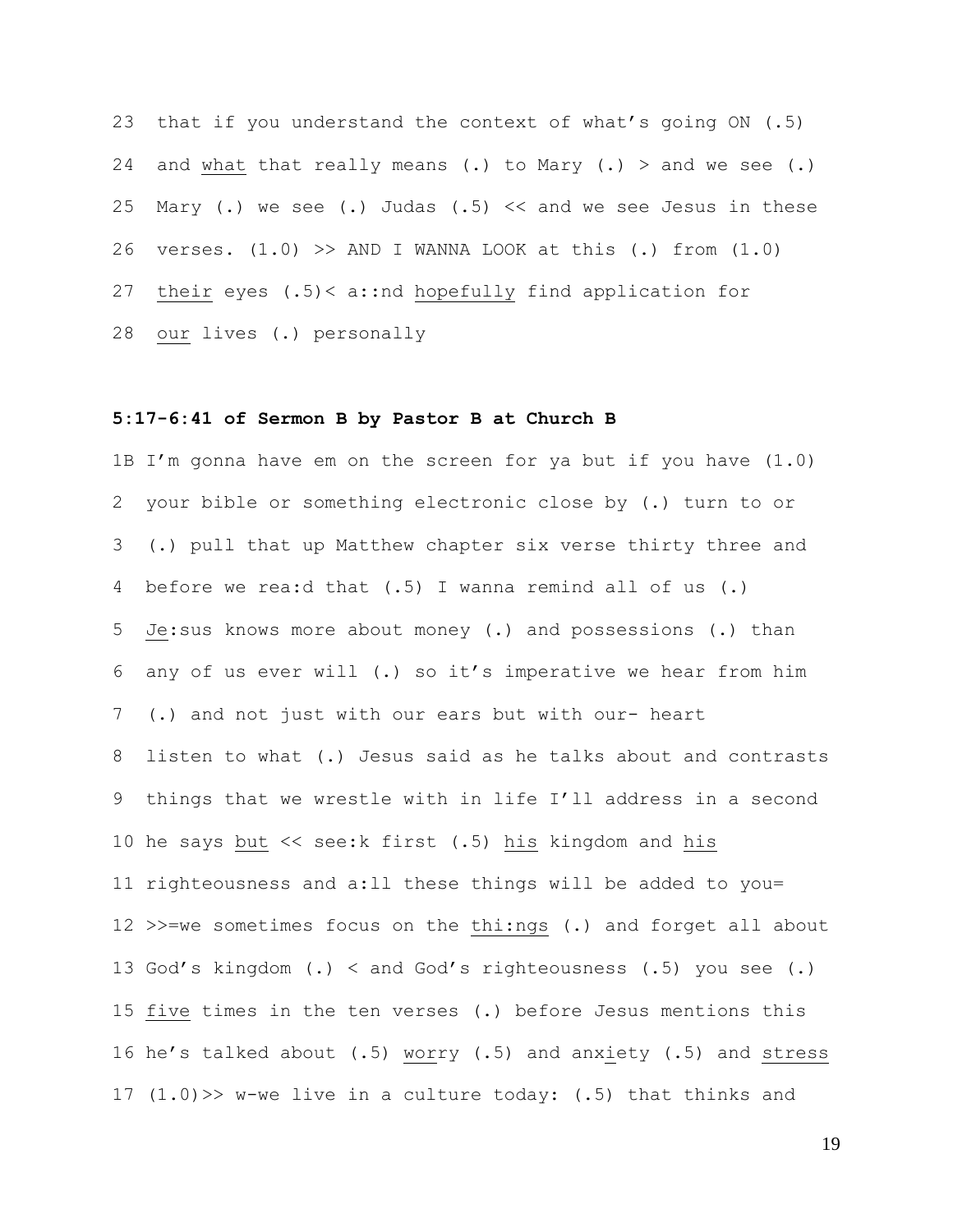23 that if you understand the context of what's going ON (.5)

24 and <u>what</u> that really means (.) to Mary (.) > and we see (.)

25 Mary (.) we see (.) Judas (.5) << and we see Jesus in these

26 verses. (1.0) >> AND I WANNA LOOK at this (.) from (1.0)

27 <u>their</u> eyes (.5)< a::nd <u>hopefully</u> find application for

28 <u>our</u> lives (.) personally

**5:17-6:41 of Sermon B by Pastor B at Church B**

1B I'm gonna have em on the screen for ya but if you have (1.0)

2 your bible or something electronic close by (.) turn to or

3 (.) pull that up Matthew chapter six verse thirty three and

4 before we rea:d that (.5) I wanna remind all of us (.)

5 <u>Je</u>:sus knows more about money (.) and possessions (.) than

6 any of us ever will (.) so it's imperative we hear from him

7 (.) and not just with our ears but with our- heart

8 listen to what (.) Jesus said as he talks about and contrasts

9 things that we wrestle with in life I'll address in a second

10 he says <u>but</u> << see:k first (.5) <u>his</u> kingdom and <u>his</u>

11 righteousness and a:ll these things will be added to you=

12 >>=we sometimes focus on the <u>thi:ngs</u> (.) and forget all about

13 God's kingdom (.) < and God's righteousness (.5) you see (.)

15 <u>five</u> times in the ten verses (.) before Jesus mentions this

16 he's talked about (.5) <u>wor</u>ry (.5) and anx<u>i</u>ety (.5) and <u>stress</u>

17 (1.0)>> w-we live in a culture today: (.5) that thinks and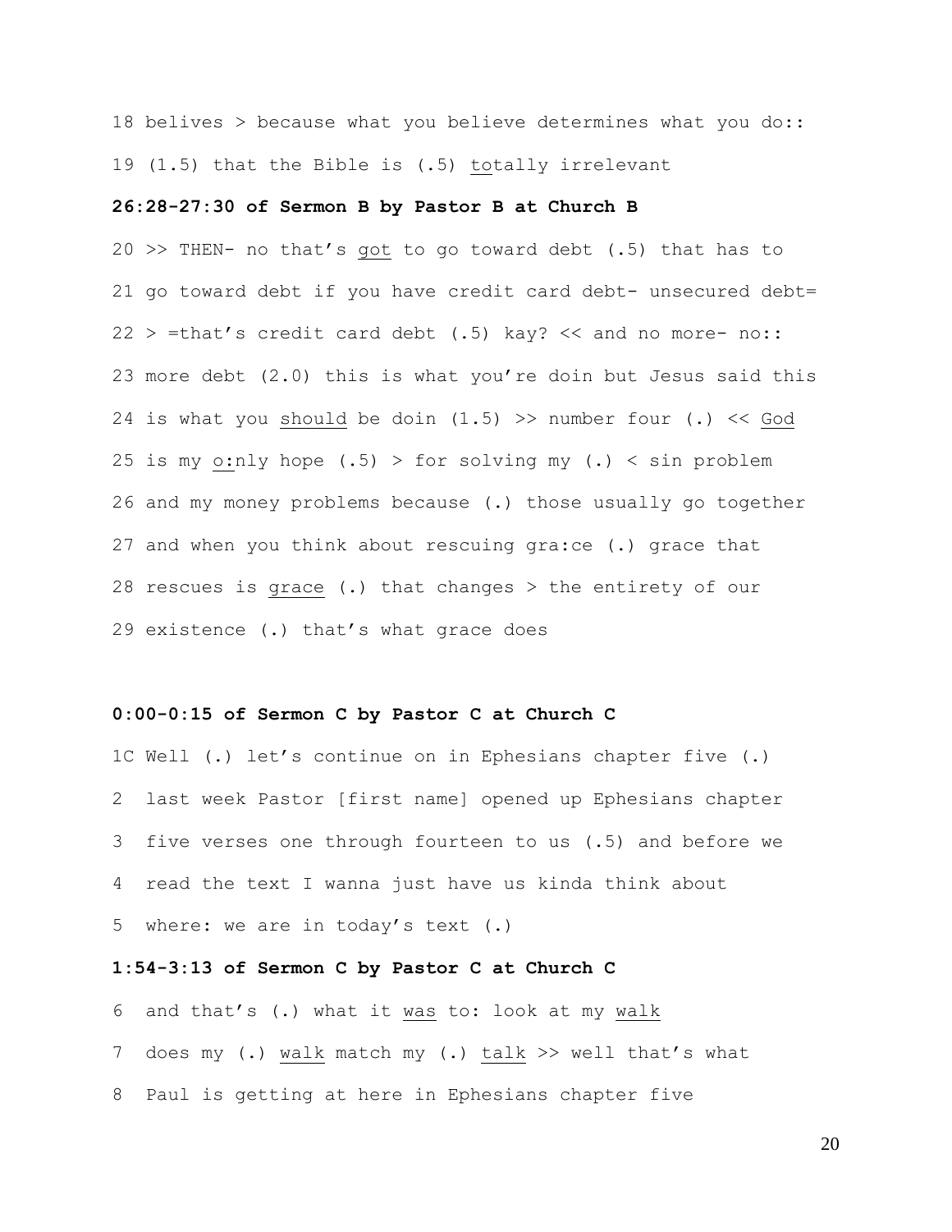18 belives > because what you believe determines what you do::
19 (1.5) that the Bible is (.5) totally irrelevant

**26:28-27:30 of Sermon B by Pastor B at Church B**

20 >> THEN- no that's got to go toward debt (.5) that has to
21 go toward debt if you have credit card debt- unsecured debt=
22 > =that's credit card debt (.5) kay? << and no more- no::
23 more debt (2.0) this is what you're doin but Jesus said this
24 is what you should be doin (1.5) >> number four (.) << God
25 is my o:nly hope (.5) > for solving my (.) < sin problem
26 and my money problems because (.) those usually go together
27 and when you think about rescuing gra:ce (.) grace that
28 rescues is grace (.) that changes > the entirety of our
29 existence (.) that's what grace does

**0:00-0:15 of Sermon C by Pastor C at Church C**

1C Well (.) let's continue on in Ephesians chapter five (.)
2 last week Pastor [first name] opened up Ephesians chapter
3 five verses one through fourteen to us (.5) and before we
4 read the text I wanna just have us kinda think about
5 where: we are in today's text (.)

**1:54-3:13 of Sermon C by Pastor C at Church C**

6 and that's (.) what it was to: look at my walk
7 does my (.) walk match my (.) talk >> well that's what
8 Paul is getting at here in Ephesians chapter five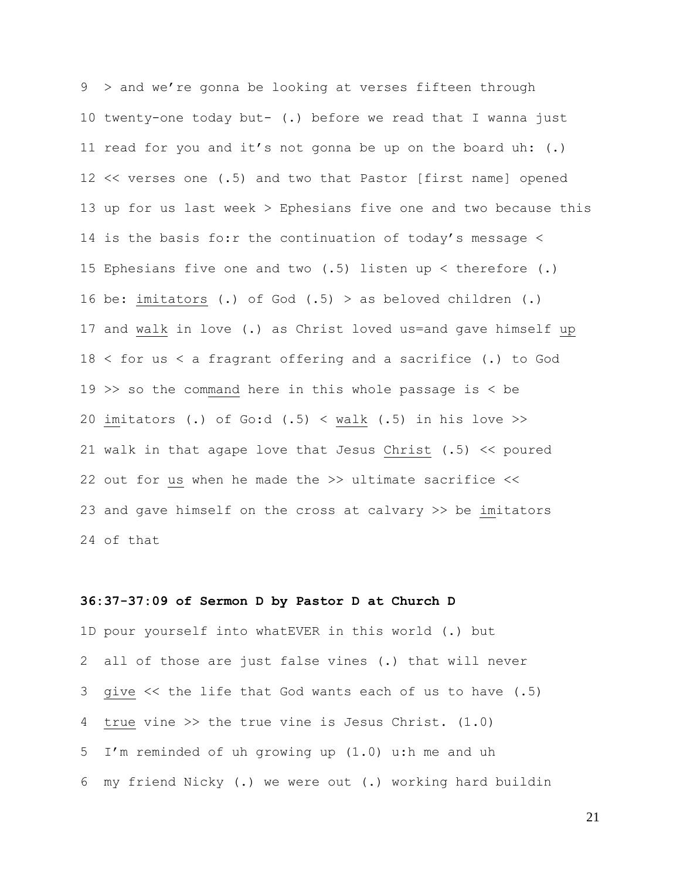9 > and we're gonna be looking at verses fifteen through

10 twenty-one today but- (.) before we read that I wanna just

11 read for you and it's not gonna be up on the board uh: (.)

12 << verses one (.5) and two that Pastor [first name] opened

13 up for us last week > Ephesians five one and two because this

14 is the basis fo:r the continuation of today's message <

15 Ephesians five one and two (.5) listen up < therefore (.)

16 be: <u>imitators</u> (.) of God (.5) > as beloved children (.)

17 and <u>walk</u> in love (.) as Christ loved us=and gave himself <u>up</u>

18 < for us < a fragrant offering and a sacrifice (.) to God

19 >> so the com<u>mand</u> here in this whole passage is < be

20 <u>im</u>itators (.) of Go:d (.5) < <u>walk</u> (.5) in his love >>

21 walk in that agape love that Jesus <u>Christ</u> (.5) << poured

22 out for <u>us</u> when he made the >> ultimate sacrifice <<

23 and gave himself on the cross at calvary >> be <u>im</u>itators

24 of that

**36:37-37:09 of Sermon D by Pastor D at Church D**

1D pour yourself into whatEVER in this world (.) but

2 all of those are just false vines (.) that will never

3 <u>give</u> << the life that God wants each of us to have (.5)

4 <u>true</u> vine >> the true vine is Jesus Christ. (1.0)

5 I'm reminded of uh growing up (1.0) u:h me and uh

6 my friend Nicky (.) we were out (.) working hard buildin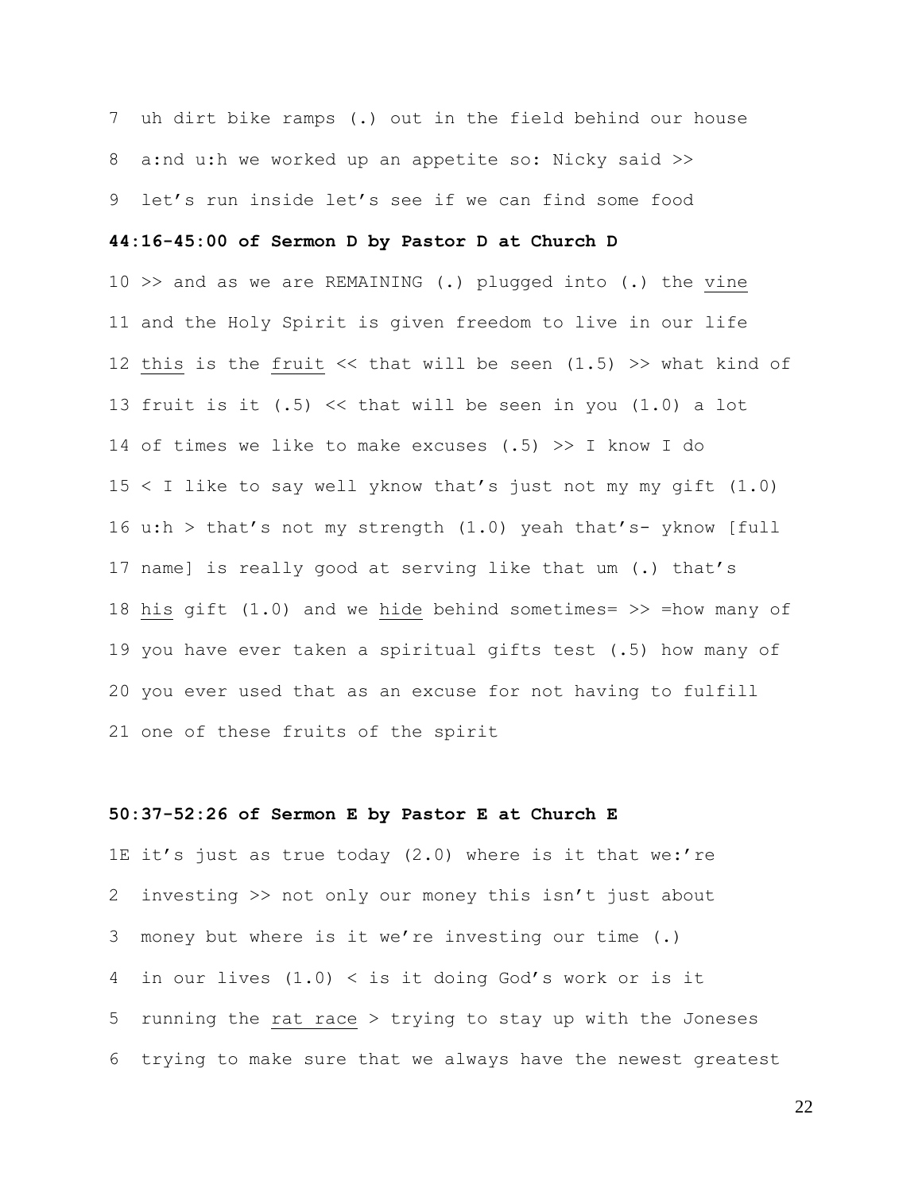7 uh dirt bike ramps (.) out in the field behind our house

8 a:nd u:h we worked up an appetite so: Nicky said >>

9 let's run inside let's see if we can find some food

**44:16-45:00 of Sermon D by Pastor D at Church D**

10 >> and as we are REMAINING (.) plugged into (.) the <u>vine</u>

11 and the Holy Spirit is given freedom to live in our life

12 <u>this</u> is the <u>fruit</u> << that will be seen (1.5) >> what kind of

13 fruit is it (.5) << that will be seen in you (1.0) a lot

14 of times we like to make excuses (.5) >> I know I do

15 < I like to say well yknow that's just not my my gift (1.0)

16 u:h > that's not my strength (1.0) yeah that's- yknow [full

17 name] is really good at serving like that um (.) that's

18 <u>his</u> gift (1.0) and we <u>hide</u> behind sometimes= >> =how many of

19 you have ever taken a spiritual gifts test (.5) how many of

20 you ever used that as an excuse for not having to fulfill

21 one of these fruits of the spirit

**50:37-52:26 of Sermon E by Pastor E at Church E**

1E it's just as true today (2.0) where is it that we:'re

2 investing >> not only our money this isn't just about

3 money but where is it we're investing our time (.)

4 in our lives (1.0) < is it doing God's work or is it

5 running the <u>rat race</u> > trying to stay up with the Joneses

6 trying to make sure that we always have the newest greatest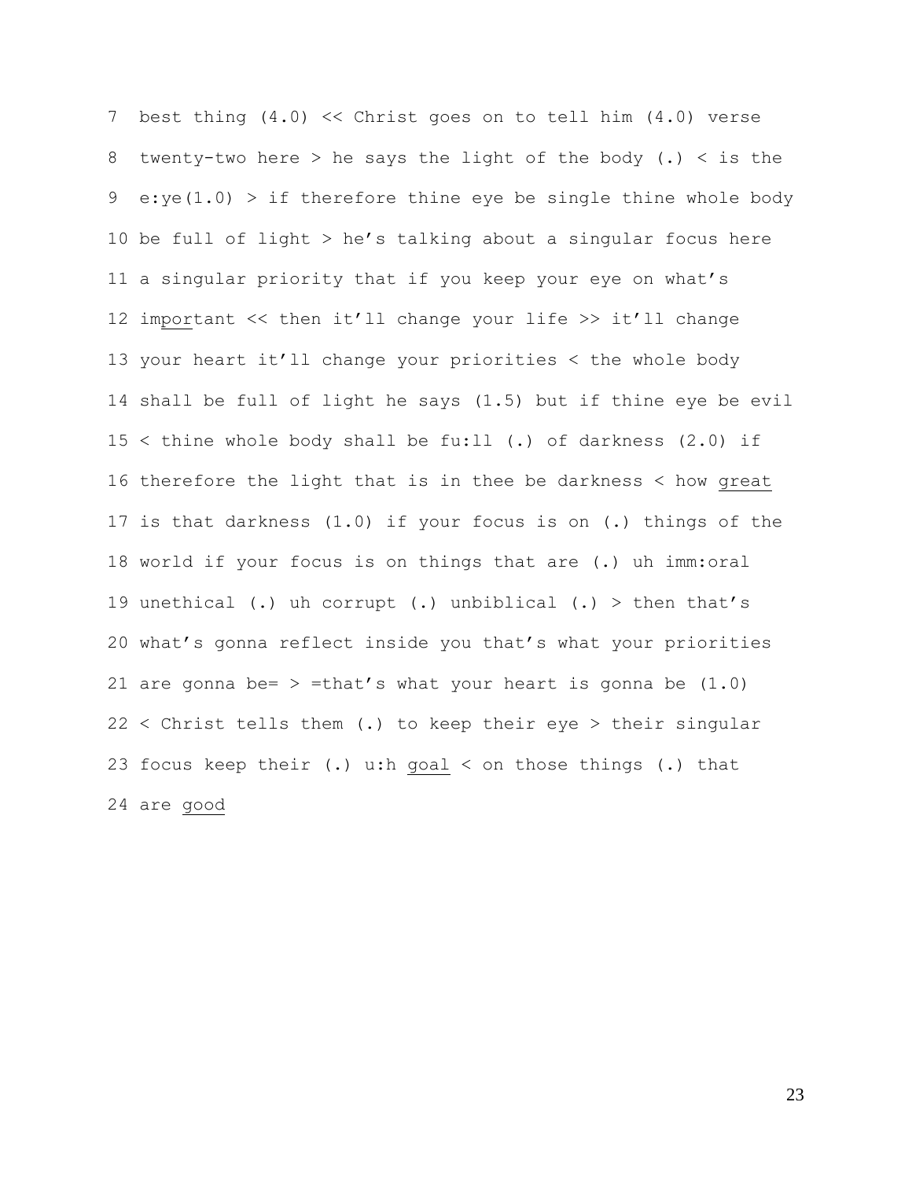```
7  best thing (4.0) << Christ goes on to tell him (4.0) verse
8  twenty-two here > he says the light of the body (.) < is the
9  e:ye(1.0) > if therefore thine eye be single thine whole body
10 be full of light > he's talking about a singular focus here
11 a singular priority that if you keep your eye on what's
12 important << then it'll change your life >> it'll change
13 your heart it'll change your priorities < the whole body
14 shall be full of light he says (1.5) but if thine eye be evil
15 < thine whole body shall be fu:ll (.) of darkness (2.0) if
16 therefore the light that is in thee be darkness < how great
17 is that darkness (1.0) if your focus is on (.) things of the
18 world if your focus is on things that are (.) uh imm:oral
19 unethical (.) uh corrupt (.) unbiblical (.) > then that's
20 what's gonna reflect inside you that's what your priorities
21 are gonna be= > =that's what your heart is gonna be (1.0)
22 < Christ tells them (.) to keep their eye > their singular
23 focus keep their (.) u:h goal < on those things (.) that
24 are good
```